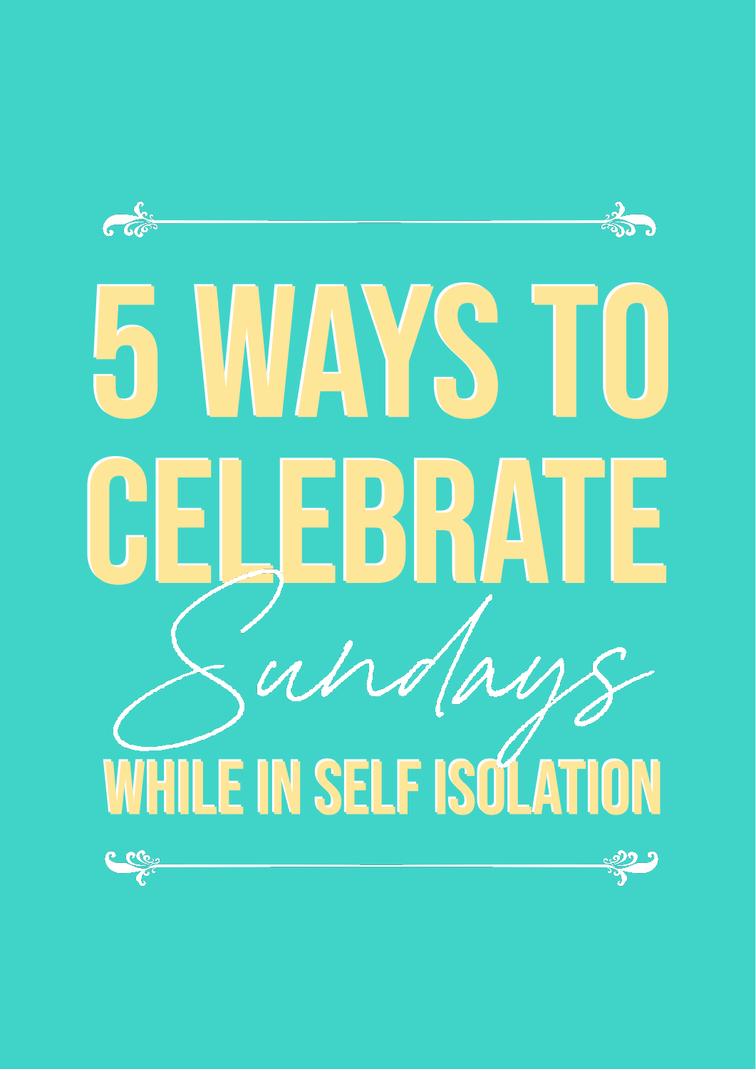# 5 WAYS TO CELEBRATE *Sundays* WHILE IN SELF ISOLATION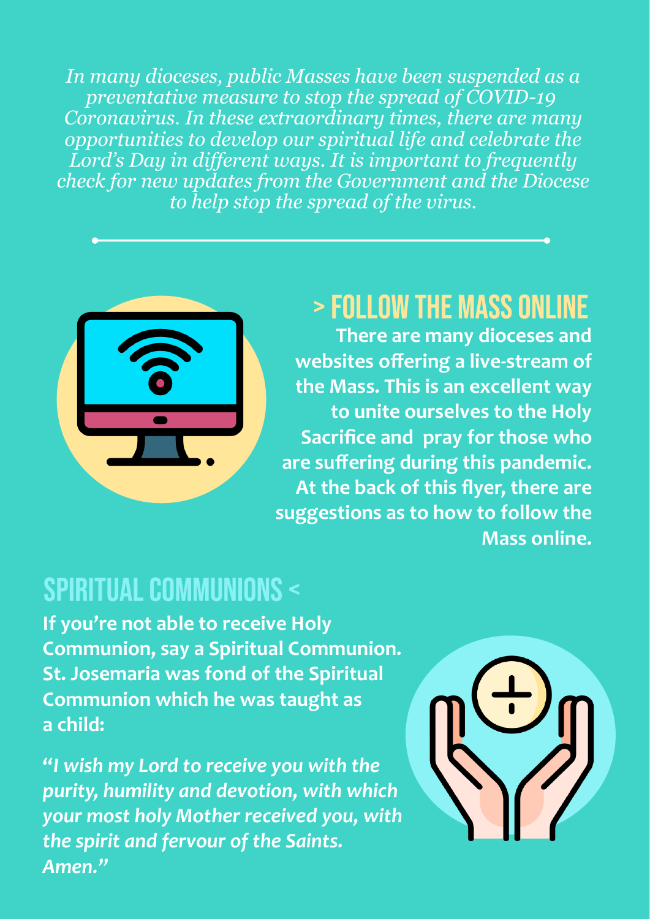*In many dioceses, public Masses have been suspended as a preventative measure to stop the spread of COVID-19 Coronavirus. In these extraordinary times, there are many opportunities to develop our spiritual life and celebrate the Lord's Day in different ways. It is important to frequently check for new updates from the Government and the Diocese to help stop the spread of the virus.*

## > FOLLOW THE MASS ONLINE

**There are many dioceses and websites offering a live-stream of the Mass. This is an excellent way to unite ourselves to the Holy Sacrifice and pray for those who are suffering during this pandemic. At the back of this flyer, there are suggestions as to how to follow the Mass online.**

## SPIRITUAL COMMUNIONS <

**If you're not able to receive Holy Communion, say a Spiritual Communion. St. Josemaria was fond of the Spiritual Communion which he was taught as a child:**

***"I wish my Lord to receive you with the purity, humility and devotion, with which your most holy Mother received you, with the spirit and fervour of the Saints. Amen."***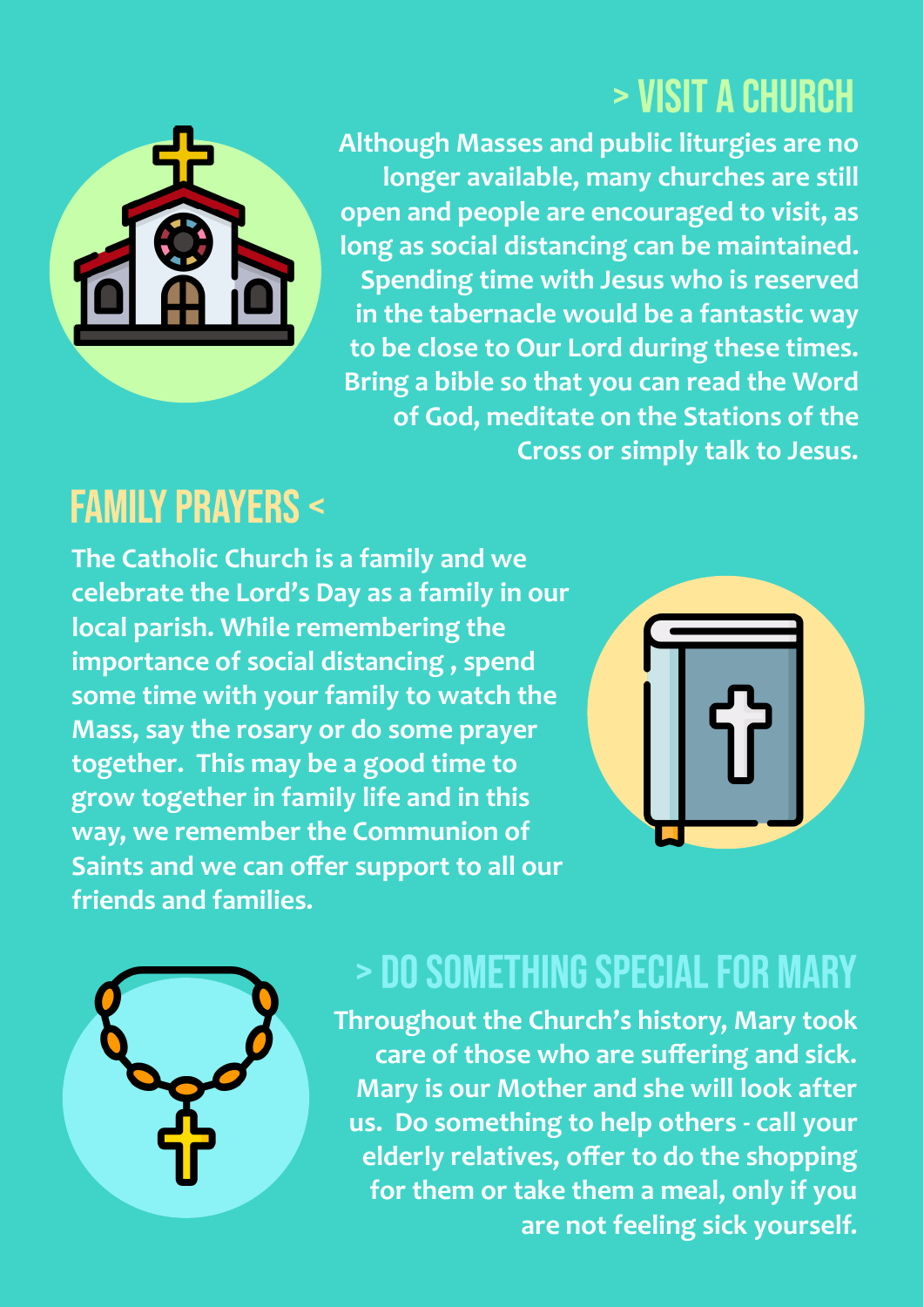## > VISIT A CHURCH

**Although Masses and public liturgies are no longer available, many churches are still open and people are encouraged to visit, as long as social distancing can be maintained. Spending time with Jesus who is reserved in the tabernacle would be a fantastic way to be close to Our Lord during these times. Bring a bible so that you can read the Word of God, meditate on the Stations of the Cross or simply talk to Jesus.**

## FAMILY PRAYERS <

**The Catholic Church is a family and we celebrate the Lord's Day as a family in our local parish. While remembering the importance of social distancing , spend some time with your family to watch the Mass, say the rosary or do some prayer together. This may be a good time to grow together in family life and in this way, we remember the Communion of Saints and we can offer support to all our friends and families.**

## > DO SOMETHING SPECIAL FOR MARY

**Throughout the Church's history, Mary took care of those who are suffering and sick. Mary is our Mother and she will look after us. Do something to help others - call your elderly relatives, offer to do the shopping for them or take them a meal, only if you are not feeling sick yourself.**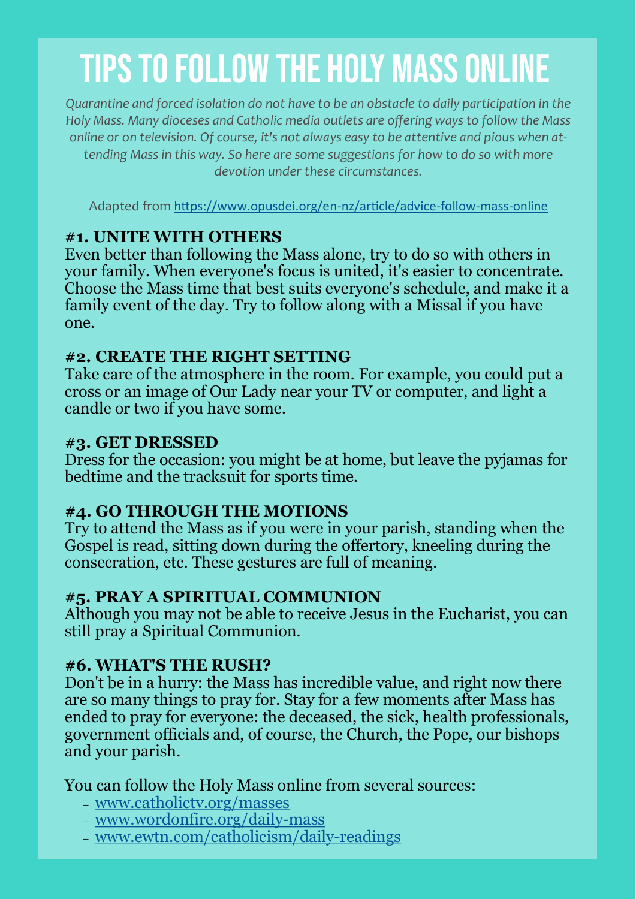# TIPS TO FOLLOW THE HOLY MASS ONLINE

*Quarantine and forced isolation do not have to be an obstacle to daily participation in the Holy Mass. Many dioceses and Catholic media outlets are offering ways to follow the Mass online or on television. Of course, it's not always easy to be attentive and pious when attending Mass in this way. So here are some suggestions for how to do so with more devotion under these circumstances.*

Adapted from [https://www.opusdei.org/en-nz/article/advice-follow-mass-online](https://www.opusdei.org/en-nz/article/advice-follow-mass-online)

**#1. UNITE WITH OTHERS**
Even better than following the Mass alone, try to do so with others in your family. When everyone's focus is united, it's easier to concentrate. Choose the Mass time that best suits everyone's schedule, and make it a family event of the day. Try to follow along with a Missal if you have one.

**#2. CREATE THE RIGHT SETTING**
Take care of the atmosphere in the room. For example, you could put a cross or an image of Our Lady near your TV or computer, and light a candle or two if you have some.

**#3. GET DRESSED**
Dress for the occasion: you might be at home, but leave the pyjamas for bedtime and the tracksuit for sports time.

**#4. GO THROUGH THE MOTIONS**
Try to attend the Mass as if you were in your parish, standing when the Gospel is read, sitting down during the offertory, kneeling during the consecration, etc. These gestures are full of meaning.

**#5. PRAY A SPIRITUAL COMMUNION**
Although you may not be able to receive Jesus in the Eucharist, you can still pray a Spiritual Communion.

**#6. WHAT'S THE RUSH?**
Don't be in a hurry: the Mass has incredible value, and right now there are so many things to pray for. Stay for a few moments after Mass has ended to pray for everyone: the deceased, the sick, health professionals, government officials and, of course, the Church, the Pope, our bishops and your parish.

You can follow the Holy Mass online from several sources:

- [www.catholictv.org/masses](http://www.catholictv.org/masses)
- [www.wordonfire.org/daily-mass](http://www.wordonfire.org/daily-mass)
- [www.ewtn.com/catholicism/daily-readings](http://www.ewtn.com/catholicism/daily-readings)